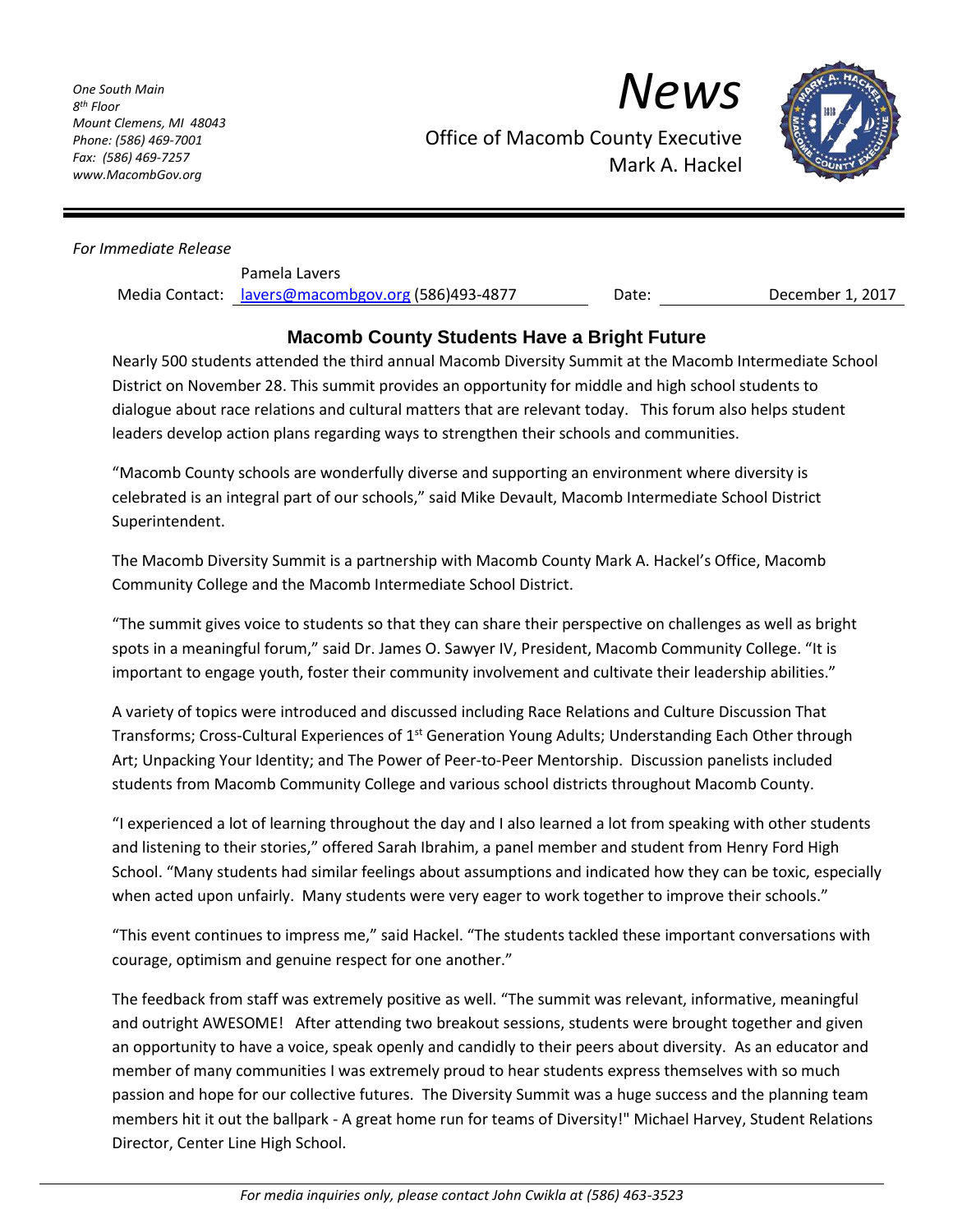*One South Main*
*8th Floor*
*Mount Clemens, MI 48043*
*Phone: (586) 469-7001*
*Fax: (586) 469-7257*
*www.MacombGov.org*

# *News*

Office of Macomb County Executive
Mark A. Hackel

*For Immediate Release*

Media Contact: Pamela Lavers
lavers@macombgov.org (586)493-4877

Date: December 1, 2017

## Macomb County Students Have a Bright Future

Nearly 500 students attended the third annual Macomb Diversity Summit at the Macomb Intermediate School District on November 28. This summit provides an opportunity for middle and high school students to dialogue about race relations and cultural matters that are relevant today. This forum also helps student leaders develop action plans regarding ways to strengthen their schools and communities.

"Macomb County schools are wonderfully diverse and supporting an environment where diversity is celebrated is an integral part of our schools," said Mike Devault, Macomb Intermediate School District Superintendent.

The Macomb Diversity Summit is a partnership with Macomb County Mark A. Hackel's Office, Macomb Community College and the Macomb Intermediate School District.

"The summit gives voice to students so that they can share their perspective on challenges as well as bright spots in a meaningful forum," said Dr. James O. Sawyer IV, President, Macomb Community College. "It is important to engage youth, foster their community involvement and cultivate their leadership abilities."

A variety of topics were introduced and discussed including Race Relations and Culture Discussion That Transforms; Cross-Cultural Experiences of 1st Generation Young Adults; Understanding Each Other through Art; Unpacking Your Identity; and The Power of Peer-to-Peer Mentorship. Discussion panelists included students from Macomb Community College and various school districts throughout Macomb County.

"I experienced a lot of learning throughout the day and I also learned a lot from speaking with other students and listening to their stories," offered Sarah Ibrahim, a panel member and student from Henry Ford High School. "Many students had similar feelings about assumptions and indicated how they can be toxic, especially when acted upon unfairly. Many students were very eager to work together to improve their schools."

"This event continues to impress me," said Hackel. "The students tackled these important conversations with courage, optimism and genuine respect for one another."

The feedback from staff was extremely positive as well. "The summit was relevant, informative, meaningful and outright AWESOME! After attending two breakout sessions, students were brought together and given an opportunity to have a voice, speak openly and candidly to their peers about diversity. As an educator and member of many communities I was extremely proud to hear students express themselves with so much passion and hope for our collective futures. The Diversity Summit was a huge success and the planning team members hit it out the ballpark - A great home run for teams of Diversity!" Michael Harvey, Student Relations Director, Center Line High School.

*For media inquiries only, please contact John Cwikla at (586) 463-3523*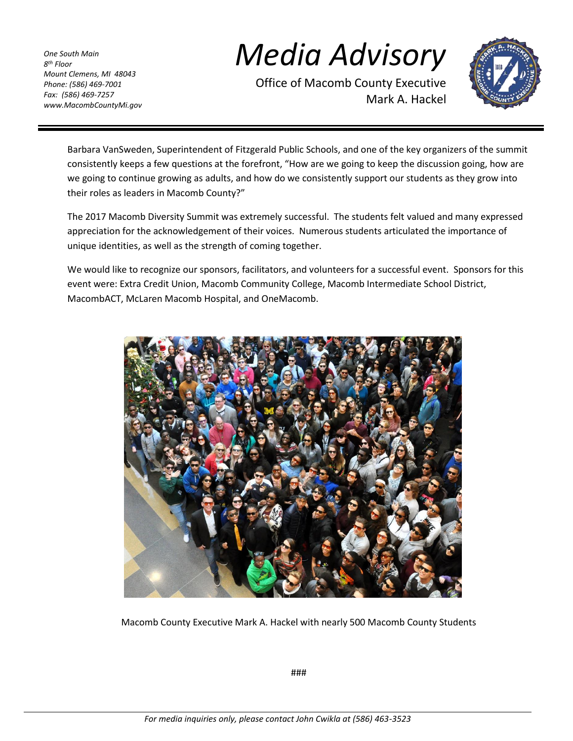One South Main
8th Floor
Mount Clemens, MI 48043
Phone: (586) 469-7001
Fax: (586) 469-7257
www.MacombCountyMi.gov

# Media Advisory

Office of Macomb County Executive
Mark A. Hackel

Barbara VanSweden, Superintendent of Fitzgerald Public Schools, and one of the key organizers of the summit consistently keeps a few questions at the forefront, “How are we going to keep the discussion going, how are we going to continue growing as adults, and how do we consistently support our students as they grow into their roles as leaders in Macomb County?”

The 2017 Macomb Diversity Summit was extremely successful. The students felt valued and many expressed appreciation for the acknowledgement of their voices. Numerous students articulated the importance of unique identities, as well as the strength of coming together.

We would like to recognize our sponsors, facilitators, and volunteers for a successful event. Sponsors for this event were: Extra Credit Union, Macomb Community College, Macomb Intermediate School District, MacombACT, McLaren Macomb Hospital, and OneMacomb.

Macomb County Executive Mark A. Hackel with nearly 500 Macomb County Students

###

*For media inquiries only, please contact John Cwikla at (586) 463-3523*